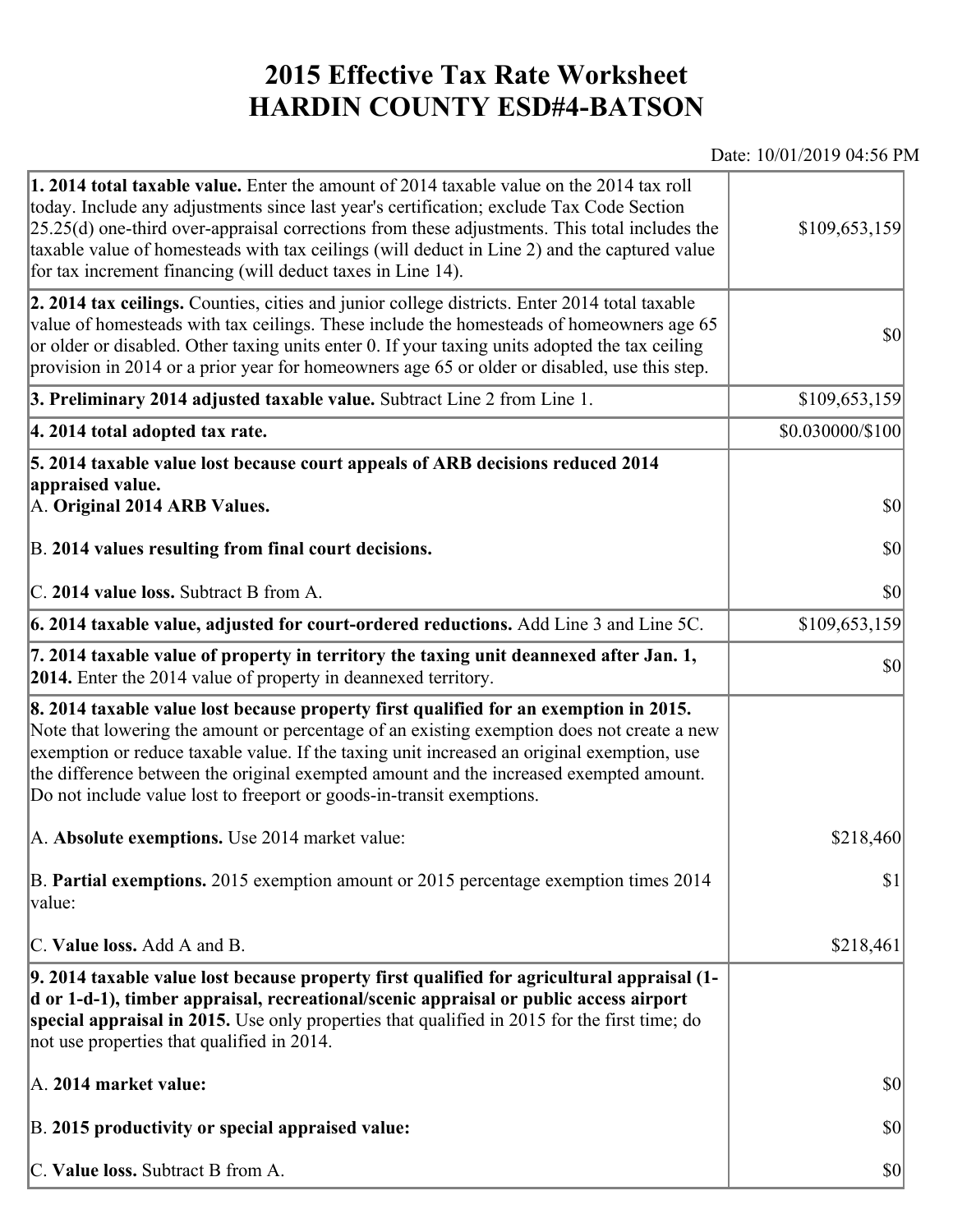# 2015 Effective Tax Rate Worksheet
# HARDIN COUNTY ESD#4-BATSON

Date: 10/01/2019 04:56 PM

| | |
|---|---|
| **1. 2014 total taxable value.** Enter the amount of 2014 taxable value on the 2014 tax roll today. Include any adjustments since last year's certification; exclude Tax Code Section 25.25(d) one-third over-appraisal corrections from these adjustments. This total includes the taxable value of homesteads with tax ceilings (will deduct in Line 2) and the captured value for tax increment financing (will deduct taxes in Line 14). | $109,653,159 |
| **2. 2014 tax ceilings.** Counties, cities and junior college districts. Enter 2014 total taxable value of homesteads with tax ceilings. These include the homesteads of homeowners age 65 or older or disabled. Other taxing units enter 0. If your taxing units adopted the tax ceiling provision in 2014 or a prior year for homeowners age 65 or older or disabled, use this step. | $0 |
| **3. Preliminary 2014 adjusted taxable value.** Subtract Line 2 from Line 1. | $109,653,159 |
| **4. 2014 total adopted tax rate.** | $0.030000/$100 |
| **5. 2014 taxable value lost because court appeals of ARB decisions reduced 2014 appraised value.** | |
| A. **Original 2014 ARB Values.** | $0 |
| B. **2014 values resulting from final court decisions.** | $0 |
| C. **2014 value loss.** Subtract B from A. | $0 |
| **6. 2014 taxable value, adjusted for court-ordered reductions.** Add Line 3 and Line 5C. | $109,653,159 |
| **7. 2014 taxable value of property in territory the taxing unit deannexed after Jan. 1, 2014.** Enter the 2014 value of property in deannexed territory. | $0 |
| **8. 2014 taxable value lost because property first qualified for an exemption in 2015.** Note that lowering the amount or percentage of an existing exemption does not create a new exemption or reduce taxable value. If the taxing unit increased an original exemption, use the difference between the original exempted amount and the increased exempted amount. Do not include value lost to freeport or goods-in-transit exemptions. | |
| A. **Absolute exemptions.** Use 2014 market value: | $218,460 |
| B. **Partial exemptions.** 2015 exemption amount or 2015 percentage exemption times 2014 value: | $1 |
| C. **Value loss.** Add A and B. | $218,461 |
| **9. 2014 taxable value lost because property first qualified for agricultural appraisal (1-d or 1-d-1), timber appraisal, recreational/scenic appraisal or public access airport special appraisal in 2015.** Use only properties that qualified in 2015 for the first time; do not use properties that qualified in 2014. | |
| A. **2014 market value:** | $0 |
| B. **2015 productivity or special appraised value:** | $0 |
| C. **Value loss.** Subtract B from A. | $0 |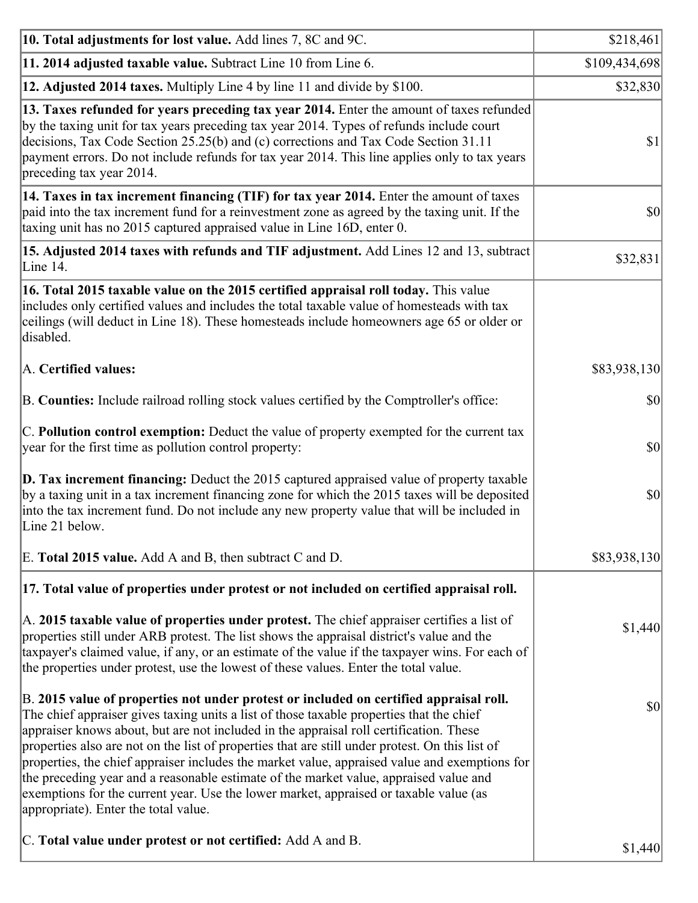| | |
|---|---|
| **10. Total adjustments for lost value.** Add lines 7, 8C and 9C. | $218,461 |
| **11. 2014 adjusted taxable value.** Subtract Line 10 from Line 6. | $109,434,698 |
| **12. Adjusted 2014 taxes.** Multiply Line 4 by line 11 and divide by $100. | $32,830 |
| **13. Taxes refunded for years preceding tax year 2014.** Enter the amount of taxes refunded by the taxing unit for tax years preceding tax year 2014. Types of refunds include court decisions, Tax Code Section 25.25(b) and (c) corrections and Tax Code Section 31.11 payment errors. Do not include refunds for tax year 2014. This line applies only to tax years preceding tax year 2014. | $1 |
| **14. Taxes in tax increment financing (TIF) for tax year 2014.** Enter the amount of taxes paid into the tax increment fund for a reinvestment zone as agreed by the taxing unit. If the taxing unit has no 2015 captured appraised value in Line 16D, enter 0. | $0 |
| **15. Adjusted 2014 taxes with refunds and TIF adjustment.** Add Lines 12 and 13, subtract Line 14. | $32,831 |
| **16. Total 2015 taxable value on the 2015 certified appraisal roll today.** This value includes only certified values and includes the total taxable value of homesteads with tax ceilings (will deduct in Line 18). These homesteads include homeowners age 65 or older or disabled. | |
| A. **Certified values:** | $83,938,130 |
| B. **Counties:** Include railroad rolling stock values certified by the Comptroller's office: | $0 |
| C. **Pollution control exemption:** Deduct the value of property exempted for the current tax year for the first time as pollution control property: | $0 |
| **D. Tax increment financing:** Deduct the 2015 captured appraised value of property taxable by a taxing unit in a tax increment financing zone for which the 2015 taxes will be deposited into the tax increment fund. Do not include any new property value that will be included in Line 21 below. | $0 |
| E. **Total 2015 value.** Add A and B, then subtract C and D. | $83,938,130 |
| **17. Total value of properties under protest or not included on certified appraisal roll.** | |
| A. **2015 taxable value of properties under protest.** The chief appraiser certifies a list of properties still under ARB protest. The list shows the appraisal district's value and the taxpayer's claimed value, if any, or an estimate of the value if the taxpayer wins. For each of the properties under protest, use the lowest of these values. Enter the total value. | $1,440 |
| B. **2015 value of properties not under protest or included on certified appraisal roll.** The chief appraiser gives taxing units a list of those taxable properties that the chief appraiser knows about, but are not included in the appraisal roll certification. These properties also are not on the list of properties that are still under protest. On this list of properties, the chief appraiser includes the market value, appraised value and exemptions for the preceding year and a reasonable estimate of the market value, appraised value and exemptions for the current year. Use the lower market, appraised or taxable value (as appropriate). Enter the total value. | $0 |
| C. **Total value under protest or not certified:** Add A and B. | $1,440 |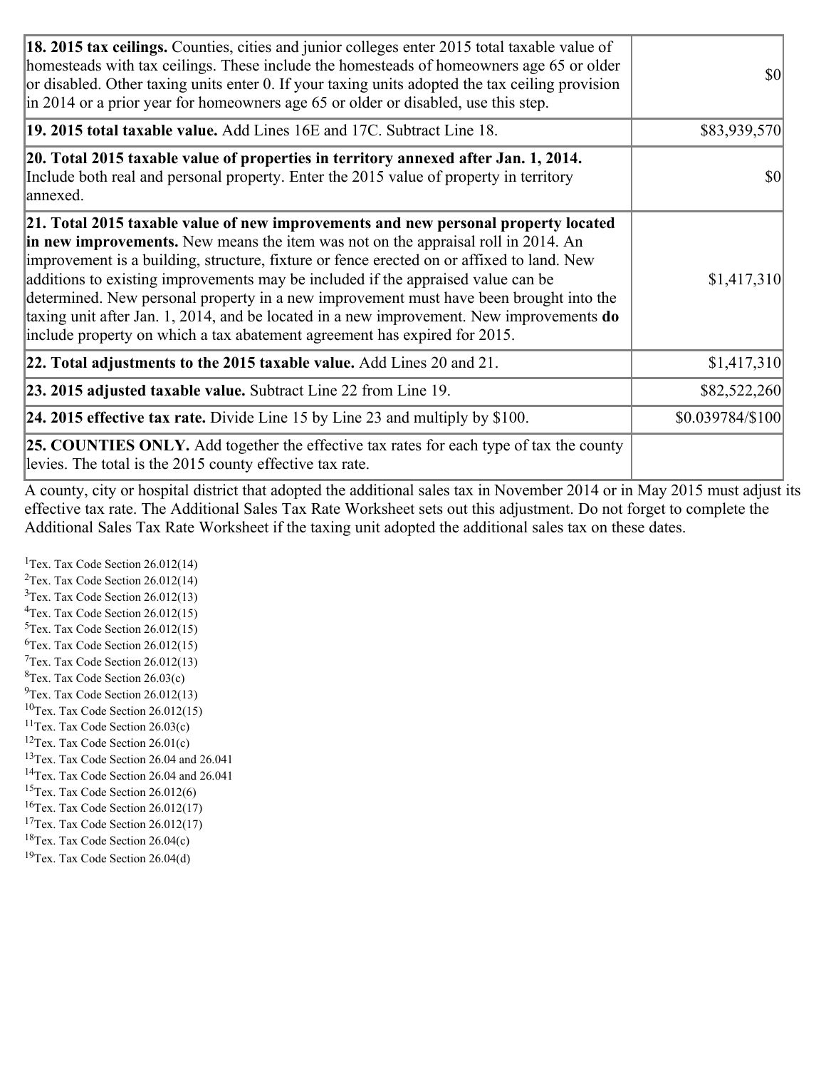| | |
|---|---|
| **18. 2015 tax ceilings.** Counties, cities and junior colleges enter 2015 total taxable value of homesteads with tax ceilings. These include the homesteads of homeowners age 65 or older or disabled. Other taxing units enter 0. If your taxing units adopted the tax ceiling provision in 2014 or a prior year for homeowners age 65 or older or disabled, use this step. | $0 |
| **19. 2015 total taxable value.** Add Lines 16E and 17C. Subtract Line 18. | $83,939,570 |
| **20. Total 2015 taxable value of properties in territory annexed after Jan. 1, 2014.** Include both real and personal property. Enter the 2015 value of property in territory annexed. | $0 |
| **21. Total 2015 taxable value of new improvements and new personal property located in new improvements.** New means the item was not on the appraisal roll in 2014. An improvement is a building, structure, fixture or fence erected on or affixed to land. New additions to existing improvements may be included if the appraised value can be determined. New personal property in a new improvement must have been brought into the taxing unit after Jan. 1, 2014, and be located in a new improvement. New improvements **do** include property on which a tax abatement agreement has expired for 2015. | $1,417,310 |
| **22. Total adjustments to the 2015 taxable value.** Add Lines 20 and 21. | $1,417,310 |
| **23. 2015 adjusted taxable value.** Subtract Line 22 from Line 19. | $82,522,260 |
| **24. 2015 effective tax rate.** Divide Line 15 by Line 23 and multiply by $100. | $0.039784/$100 |
| **25. COUNTIES ONLY.** Add together the effective tax rates for each type of tax the county levies. The total is the 2015 county effective tax rate. | |

A county, city or hospital district that adopted the additional sales tax in November 2014 or in May 2015 must adjust its effective tax rate. The Additional Sales Tax Rate Worksheet sets out this adjustment. Do not forget to complete the Additional Sales Tax Rate Worksheet if the taxing unit adopted the additional sales tax on these dates.

[1]Tex. Tax Code Section 26.012(14)
[2]Tex. Tax Code Section 26.012(14)
[3]Tex. Tax Code Section 26.012(13)
[4]Tex. Tax Code Section 26.012(15)
[5]Tex. Tax Code Section 26.012(15)
[6]Tex. Tax Code Section 26.012(15)
[7]Tex. Tax Code Section 26.012(13)
[8]Tex. Tax Code Section 26.03(c)
[9]Tex. Tax Code Section 26.012(13)
[10]Tex. Tax Code Section 26.012(15)
[11]Tex. Tax Code Section 26.03(c)
[12]Tex. Tax Code Section 26.01(c)
[13]Tex. Tax Code Section 26.04 and 26.041
[14]Tex. Tax Code Section 26.04 and 26.041
[15]Tex. Tax Code Section 26.012(6)
[16]Tex. Tax Code Section 26.012(17)
[17]Tex. Tax Code Section 26.012(17)
[18]Tex. Tax Code Section 26.04(c)
[19]Tex. Tax Code Section 26.04(d)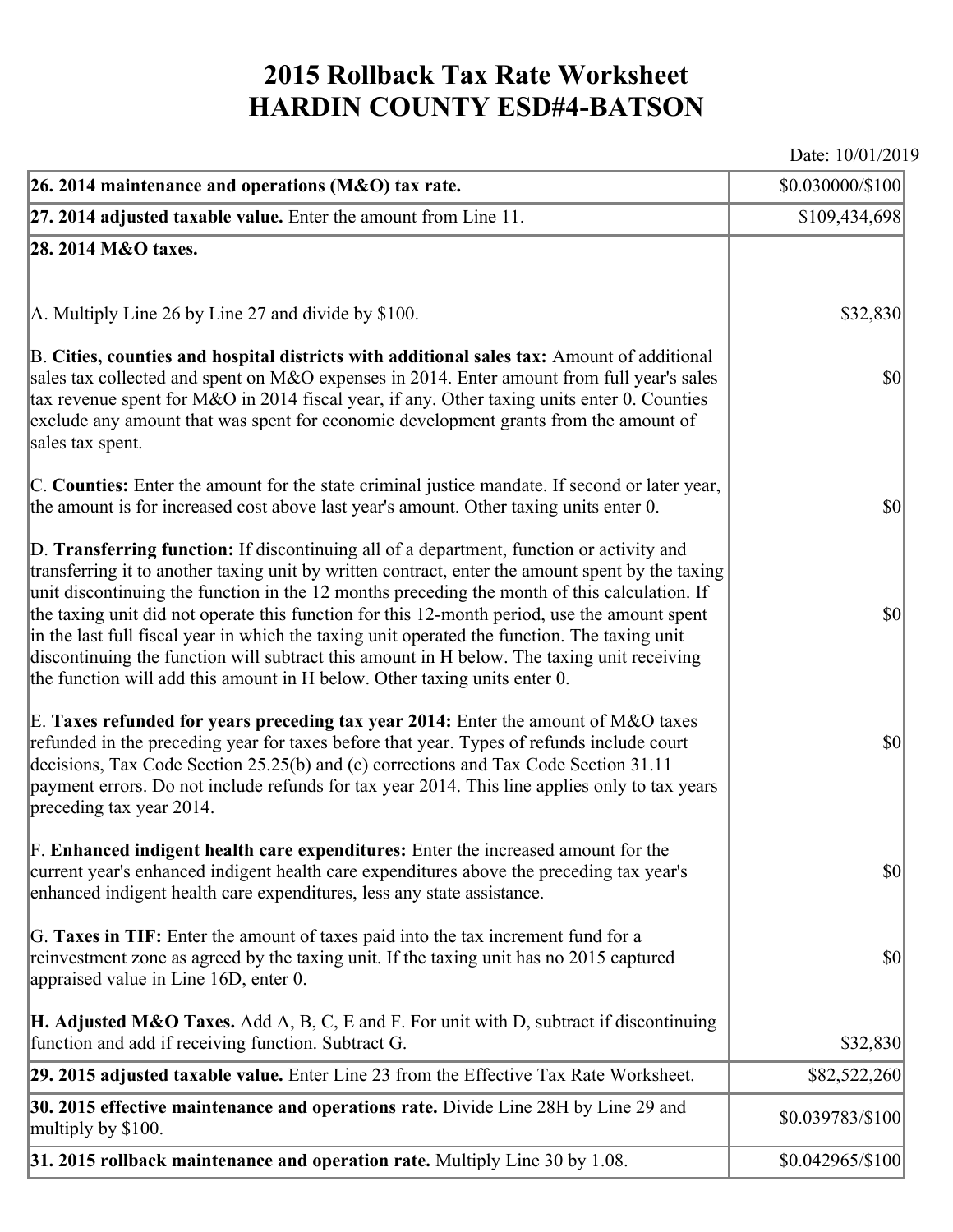# 2015 Rollback Tax Rate Worksheet
# HARDIN COUNTY ESD#4-BATSON

Date: 10/01/2019

| | |
|---|---|
| **26. 2014 maintenance and operations (M&O) tax rate.** | $0.030000/$100 |
| **27. 2014 adjusted taxable value.** Enter the amount from Line 11. | $109,434,698 |
| **28. 2014 M&O taxes.** | |
| A. Multiply Line 26 by Line 27 and divide by $100. | $32,830 |
| B. **Cities, counties and hospital districts with additional sales tax:** Amount of additional sales tax collected and spent on M&O expenses in 2014. Enter amount from full year's sales tax revenue spent for M&O in 2014 fiscal year, if any. Other taxing units enter 0. Counties exclude any amount that was spent for economic development grants from the amount of sales tax spent. | $0 |
| C. **Counties:** Enter the amount for the state criminal justice mandate. If second or later year, the amount is for increased cost above last year's amount. Other taxing units enter 0. | $0 |
| D. **Transferring function:** If discontinuing all of a department, function or activity and transferring it to another taxing unit by written contract, enter the amount spent by the taxing unit discontinuing the function in the 12 months preceding the month of this calculation. If the taxing unit did not operate this function for this 12-month period, use the amount spent in the last full fiscal year in which the taxing unit operated the function. The taxing unit discontinuing the function will subtract this amount in H below. The taxing unit receiving the function will add this amount in H below. Other taxing units enter 0. | $0 |
| E. **Taxes refunded for years preceding tax year 2014:** Enter the amount of M&O taxes refunded in the preceding year for taxes before that year. Types of refunds include court decisions, Tax Code Section 25.25(b) and (c) corrections and Tax Code Section 31.11 payment errors. Do not include refunds for tax year 2014. This line applies only to tax years preceding tax year 2014. | $0 |
| F. **Enhanced indigent health care expenditures:** Enter the increased amount for the current year's enhanced indigent health care expenditures above the preceding tax year's enhanced indigent health care expenditures, less any state assistance. | $0 |
| G. **Taxes in TIF:** Enter the amount of taxes paid into the tax increment fund for a reinvestment zone as agreed by the taxing unit. If the taxing unit has no 2015 captured appraised value in Line 16D, enter 0. | $0 |
| **H. Adjusted M&O Taxes.** Add A, B, C, E and F. For unit with D, subtract if discontinuing function and add if receiving function. Subtract G. | $32,830 |
| **29. 2015 adjusted taxable value.** Enter Line 23 from the Effective Tax Rate Worksheet. | $82,522,260 |
| **30. 2015 effective maintenance and operations rate.** Divide Line 28H by Line 29 and multiply by $100. | $0.039783/$100 |
| **31. 2015 rollback maintenance and operation rate.** Multiply Line 30 by 1.08. | $0.042965/$100 |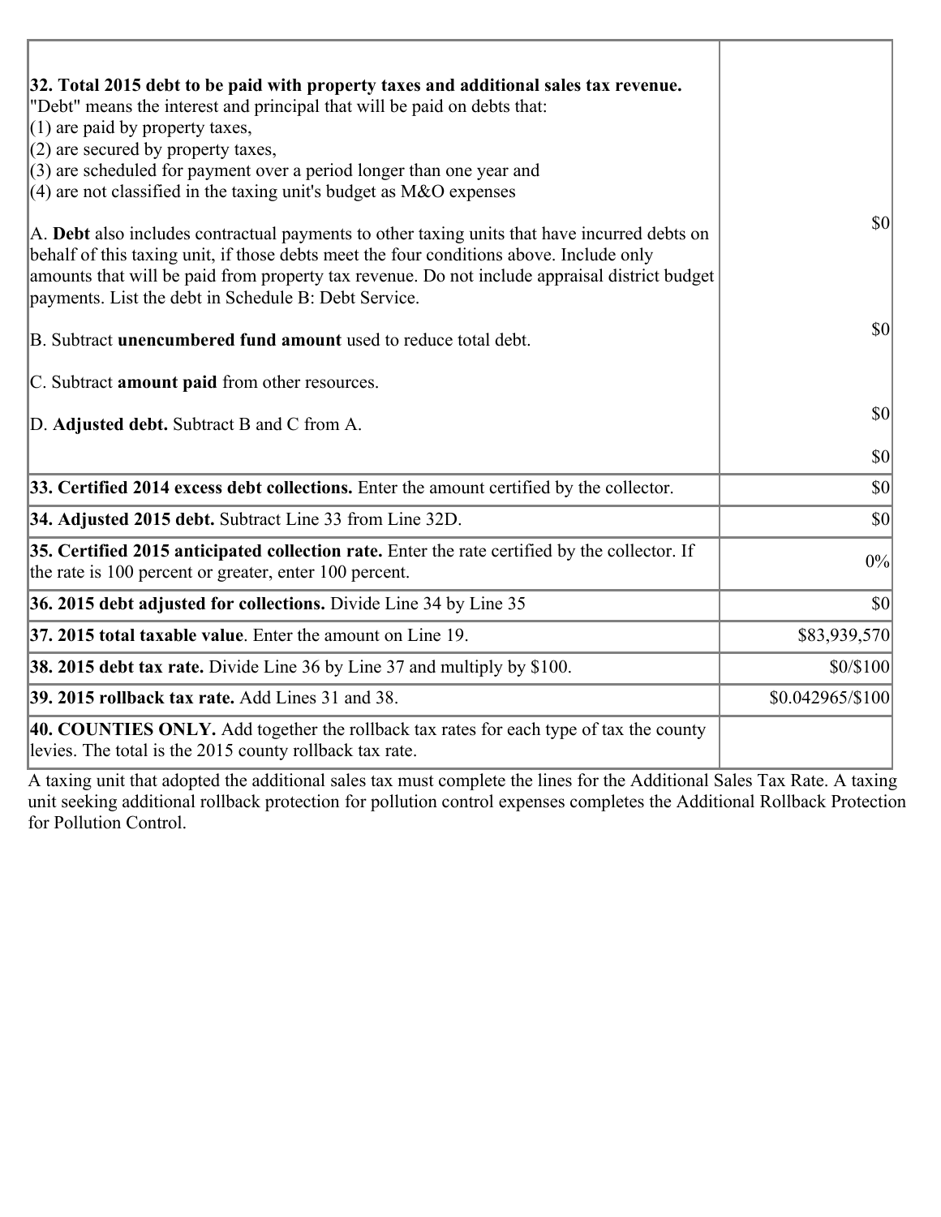| | |
|---|---|
| **32. Total 2015 debt to be paid with property taxes and additional sales tax revenue.**<br>"Debt" means the interest and principal that will be paid on debts that:<br>(1) are paid by property taxes,<br>(2) are secured by property taxes,<br>(3) are scheduled for payment over a period longer than one year and<br>(4) are not classified in the taxing unit's budget as M&O expenses<br><br>A. **Debt** also includes contractual payments to other taxing units that have incurred debts on behalf of this taxing unit, if those debts meet the four conditions above. Include only amounts that will be paid from property tax revenue. Do not include appraisal district budget payments. List the debt in Schedule B: Debt Service.<br><br>B. Subtract **unencumbered fund amount** used to reduce total debt.<br><br>C. Subtract **amount paid** from other resources.<br><br>D. **Adjusted debt.** Subtract B and C from A. | $0<br><br>$0<br><br>$0<br><br>$0 |
| **33. Certified 2014 excess debt collections.** Enter the amount certified by the collector. | $0 |
| **34. Adjusted 2015 debt.** Subtract Line 33 from Line 32D. | $0 |
| **35. Certified 2015 anticipated collection rate.** Enter the rate certified by the collector. If the rate is 100 percent or greater, enter 100 percent. | 0% |
| **36. 2015 debt adjusted for collections.** Divide Line 34 by Line 35 | $0 |
| **37. 2015 total taxable value**. Enter the amount on Line 19. | $83,939,570 |
| **38. 2015 debt tax rate.** Divide Line 36 by Line 37 and multiply by $100. | $0/$100 |
| **39. 2015 rollback tax rate.** Add Lines 31 and 38. | $0.042965/$100 |
| **40. COUNTIES ONLY.** Add together the rollback tax rates for each type of tax the county levies. The total is the 2015 county rollback tax rate. | |

A taxing unit that adopted the additional sales tax must complete the lines for the Additional Sales Tax Rate. A taxing unit seeking additional rollback protection for pollution control expenses completes the Additional Rollback Protection for Pollution Control.